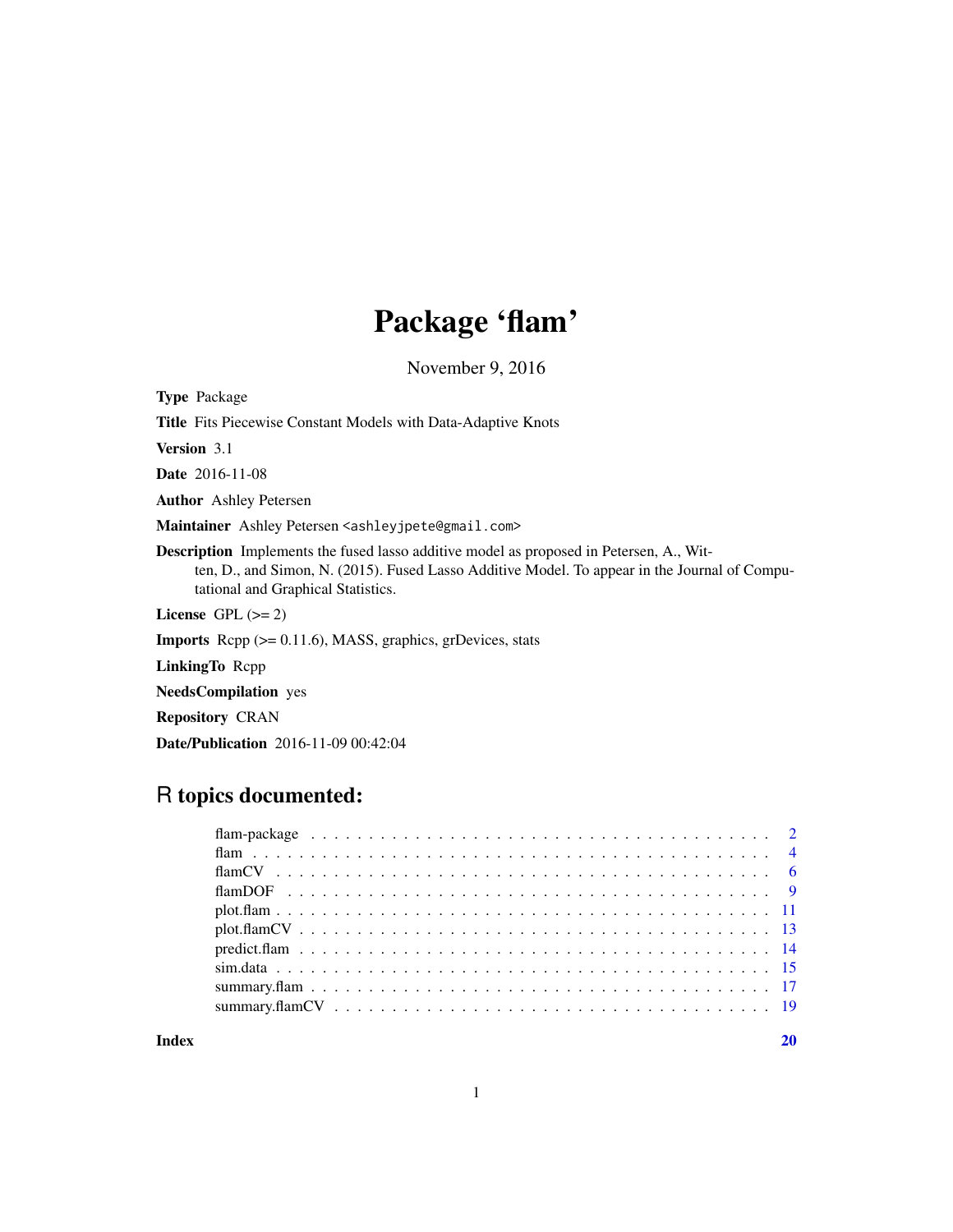# Package 'flam'

November 9, 2016

**Type** Package

**Title** Fits Piecewise Constant Models with Data-Adaptive Knots

**Version** 3.1

**Date** 2016-11-08

**Author** Ashley Petersen

**Maintainer** Ashley Petersen <ashleyjpete@gmail.com>

**Description** Implements the fused lasso additive model as proposed in Petersen, A., Witten, D., and Simon, N. (2015). Fused Lasso Additive Model. To appear in the Journal of Computational and Graphical Statistics.

**License** GPL (>= 2)

**Imports** Rcpp (>= 0.11.6), MASS, graphics, grDevices, stats

**LinkingTo** Rcpp

**NeedsCompilation** yes

**Repository** CRAN

**Date/Publication** 2016-11-09 00:42:04

## R topics documented:

| | |
|---|---|
| flam-package | 2 |
| flam | 4 |
| flamCV | 6 |
| flamDOF | 9 |
| plot.flam | 11 |
| plot.flamCV | 13 |
| predict.flam | 14 |
| sim.data | 15 |
| summary.flam | 17 |
| summary.flamCV | 19 |
| **Index** | **20** |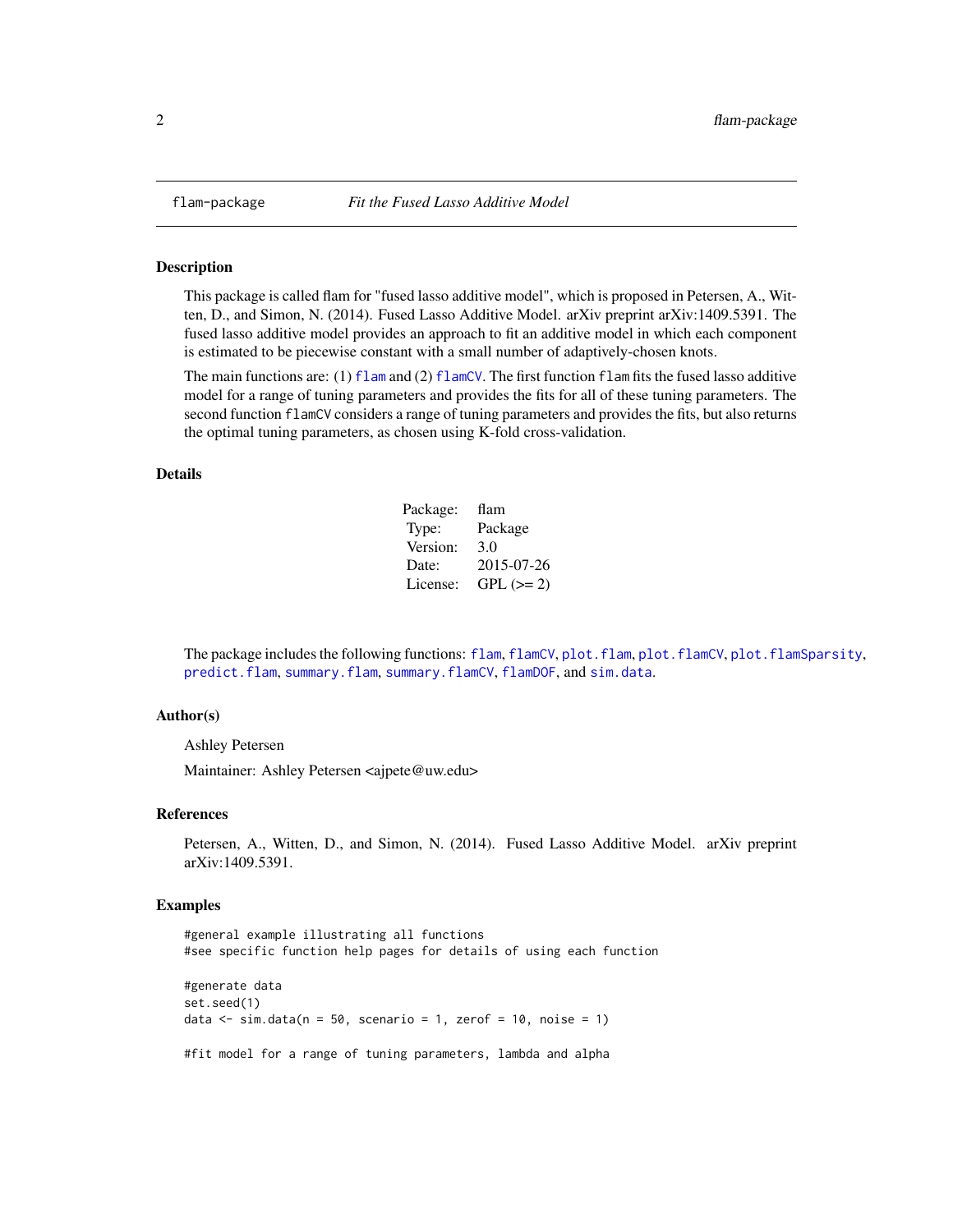flam-package *Fit the Fused Lasso Additive Model*

## Description

This package is called flam for "fused lasso additive model", which is proposed in Petersen, A., Witten, D., and Simon, N. (2014). Fused Lasso Additive Model. arXiv preprint arXiv:1409.5391. The fused lasso additive model provides an approach to fit an additive model in which each component is estimated to be piecewise constant with a small number of adaptively-chosen knots.

The main functions are: (1) `flam` and (2) `flamCV`. The first function `flam` fits the fused lasso additive model for a range of tuning parameters and provides the fits for all of these tuning parameters. The second function `flamCV` considers a range of tuning parameters and provides the fits, but also returns the optimal tuning parameters, as chosen using K-fold cross-validation.

## Details

| | |
|---|---|
| Package: | flam |
| Type: | Package |
| Version: | 3.0 |
| Date: | 2015-07-26 |
| License: | GPL (>= 2) |

The package includes the following functions: `flam`, `flamCV`, `plot.flam`, `plot.flamCV`, `plot.flamSparsity`, `predict.flam`, `summary.flam`, `summary.flamCV`, `flamDOF`, and `sim.data`.

## Author(s)

Ashley Petersen

Maintainer: Ashley Petersen <ajpete@uw.edu>

## References

Petersen, A., Witten, D., and Simon, N. (2014). Fused Lasso Additive Model. arXiv preprint arXiv:1409.5391.

## Examples

```
#general example illustrating all functions
#see specific function help pages for details of using each function

#generate data
set.seed(1)
data <- sim.data(n = 50, scenario = 1, zerof = 10, noise = 1)

#fit model for a range of tuning parameters, lambda and alpha
```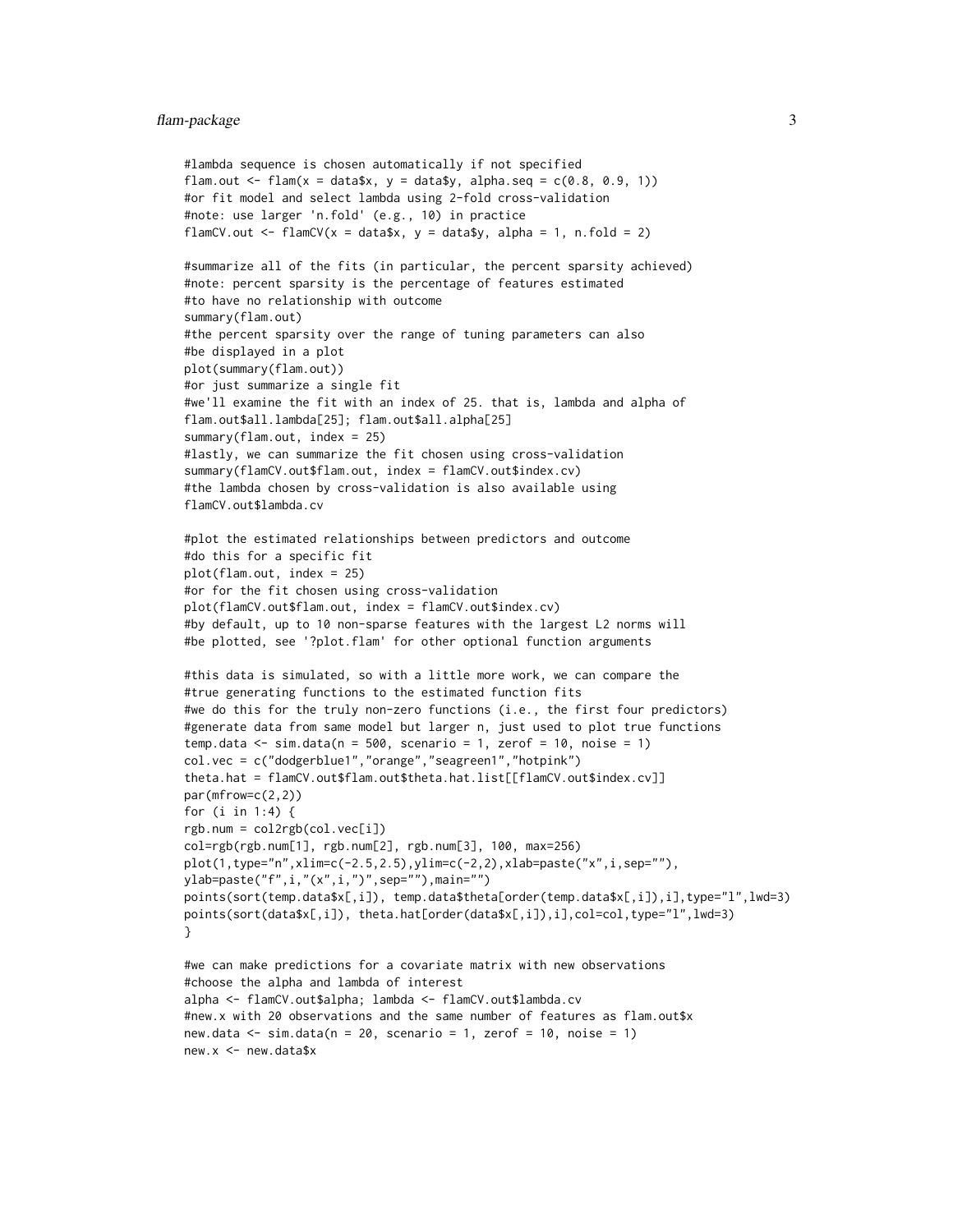```
#lambda sequence is chosen automatically if not specified
flam.out <- flam(x = data$x, y = data$y, alpha.seq = c(0.8, 0.9, 1))
#or fit model and select lambda using 2-fold cross-validation
#note: use larger 'n.fold' (e.g., 10) in practice
flamCV.out <- flamCV(x = data$x, y = data$y, alpha = 1, n.fold = 2)

#summarize all of the fits (in particular, the percent sparsity achieved)
#note: percent sparsity is the percentage of features estimated
#to have no relationship with outcome
summary(flam.out)
#the percent sparsity over the range of tuning parameters can also
#be displayed in a plot
plot(summary(flam.out))
#or just summarize a single fit
#we'll examine the fit with an index of 25. that is, lambda and alpha of
flam.out$all.lambda[25]; flam.out$all.alpha[25]
summary(flam.out, index = 25)
#lastly, we can summarize the fit chosen using cross-validation
summary(flamCV.out$flam.out, index = flamCV.out$index.cv)
#the lambda chosen by cross-validation is also available using
flamCV.out$lambda.cv

#plot the estimated relationships between predictors and outcome
#do this for a specific fit
plot(flam.out, index = 25)
#or for the fit chosen using cross-validation
plot(flamCV.out$flam.out, index = flamCV.out$index.cv)
#by default, up to 10 non-sparse features with the largest L2 norms will
#be plotted, see '?plot.flam' for other optional function arguments

#this data is simulated, so with a little more work, we can compare the
#true generating functions to the estimated function fits
#we do this for the truly non-zero functions (i.e., the first four predictors)
#generate data from same model but larger n, just used to plot true functions
temp.data <- sim.data(n = 500, scenario = 1, zerof = 10, noise = 1)
col.vec = c("dodgerblue1","orange","seagreen1","hotpink")
theta.hat = flamCV.out$flam.out$theta.hat.list[[flamCV.out$index.cv]]
par(mfrow=c(2,2))
for (i in 1:4) {
rgb.num = col2rgb(col.vec[i])
col=rgb(rgb.num[1], rgb.num[2], rgb.num[3], 100, max=256)
plot(1,type="n",xlim=c(-2.5,2.5),ylim=c(-2,2),xlab=paste("x",i,sep=""),
ylab=paste("f",i,"(x",i,")",sep=""),main="")
points(sort(temp.data$x[,i]), temp.data$theta[order(temp.data$x[,i]),i],type="l",lwd=3)
points(sort(data$x[,i]), theta.hat[order(data$x[,i]),i],col=col,type="l",lwd=3)
}

#we can make predictions for a covariate matrix with new observations
#choose the alpha and lambda of interest
alpha <- flamCV.out$alpha; lambda <- flamCV.out$lambda.cv
#new.x with 20 observations and the same number of features as flam.out$x
new.data <- sim.data(n = 20, scenario = 1, zerof = 10, noise = 1)
new.x <- new.data$x
```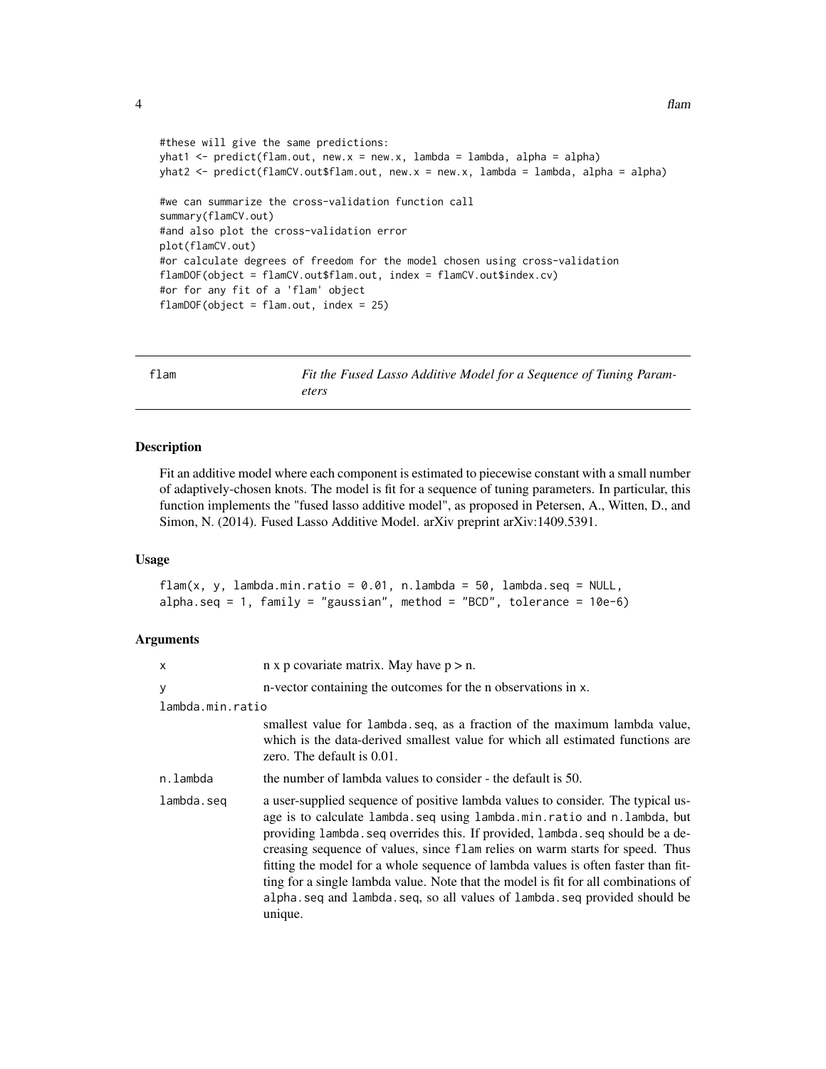```
#these will give the same predictions:
yhat1 <- predict(flam.out, new.x = new.x, lambda = lambda, alpha = alpha)
yhat2 <- predict(flamCV.out$flam.out, new.x = new.x, lambda = lambda, alpha = alpha)

#we can summarize the cross-validation function call
summary(flamCV.out)
#and also plot the cross-validation error
plot(flamCV.out)
#or calculate degrees of freedom for the model chosen using cross-validation
flamDOF(object = flamCV.out$flam.out, index = flamCV.out$index.cv)
#or for any fit of a 'flam' object
flamDOF(object = flam.out, index = 25)
```

## flam — *Fit the Fused Lasso Additive Model for a Sequence of Tuning Parameters*

### Description

Fit an additive model where each component is estimated to piecewise constant with a small number of adaptively-chosen knots. The model is fit for a sequence of tuning parameters. In particular, this function implements the "fused lasso additive model", as proposed in Petersen, A., Witten, D., and Simon, N. (2014). Fused Lasso Additive Model. arXiv preprint arXiv:1409.5391.

### Usage

```
flam(x, y, lambda.min.ratio = 0.01, n.lambda = 50, lambda.seq = NULL,
alpha.seq = 1, family = "gaussian", method = "BCD", tolerance = 10e-6)
```

### Arguments

| | |
|---|---|
| `x` | n x p covariate matrix. May have p > n. |
| `y` | n-vector containing the outcomes for the n observations in `x`. |
| `lambda.min.ratio` | smallest value for `lambda.seq`, as a fraction of the maximum lambda value, which is the data-derived smallest value for which all estimated functions are zero. The default is 0.01. |
| `n.lambda` | the number of lambda values to consider - the default is 50. |
| `lambda.seq` | a user-supplied sequence of positive lambda values to consider. The typical usage is to calculate `lambda.seq` using `lambda.min.ratio` and `n.lambda`, but providing `lambda.seq` overrides this. If provided, `lambda.seq` should be a decreasing sequence of values, since `flam` relies on warm starts for speed. Thus fitting the model for a whole sequence of lambda values is often faster than fitting for a single lambda value. Note that the model is fit for all combinations of `alpha.seq` and `lambda.seq`, so all values of `lambda.seq` provided should be unique. |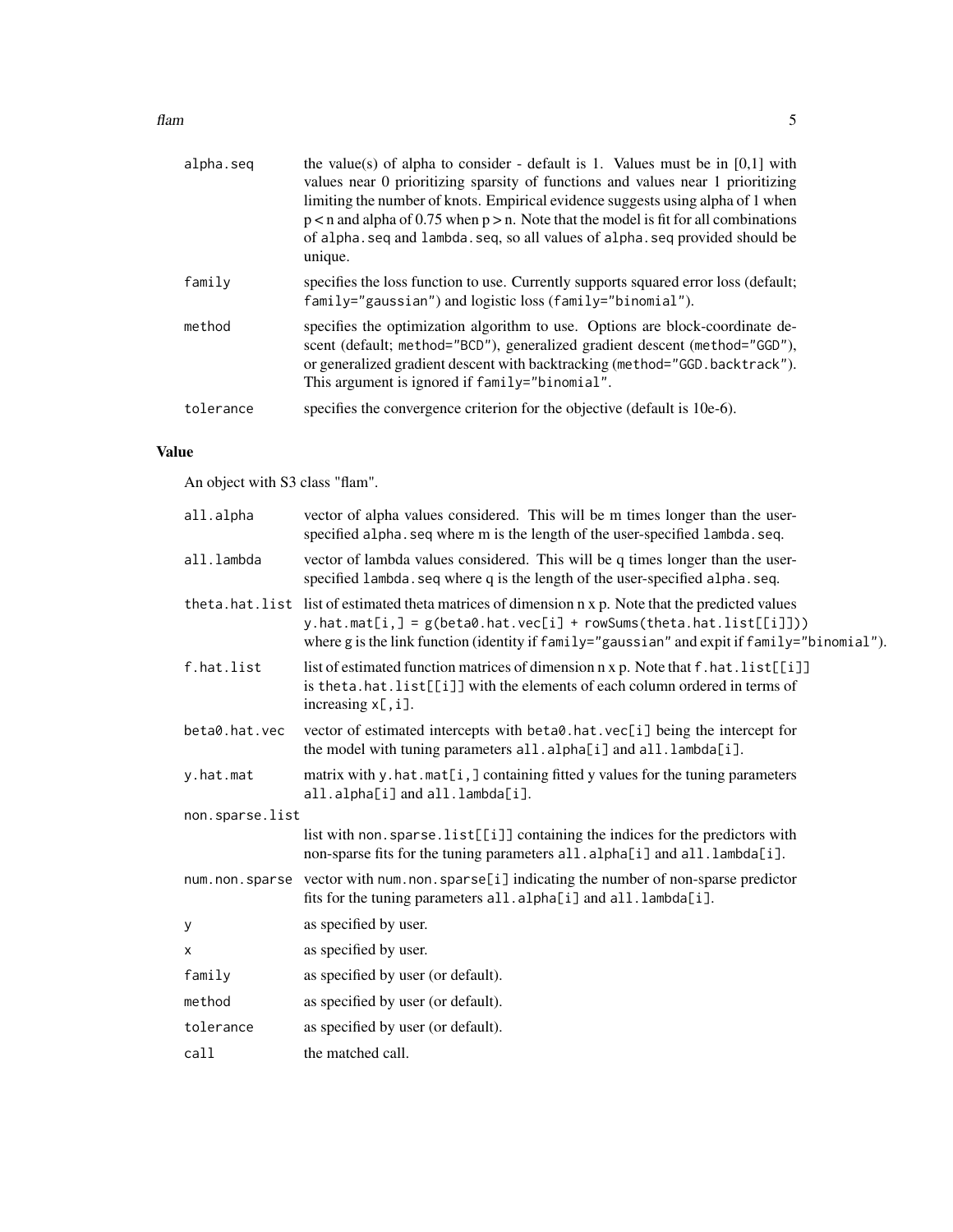| | |
|---|---|
| `alpha.seq` | the value(s) of alpha to consider - default is 1. Values must be in [0,1] with values near 0 prioritizing sparsity of functions and values near 1 prioritizing limiting the number of knots. Empirical evidence suggests using alpha of 1 when p < n and alpha of 0.75 when p > n. Note that the model is fit for all combinations of `alpha.seq` and `lambda.seq`, so all values of `alpha.seq` provided should be unique. |
| `family` | specifies the loss function to use. Currently supports squared error loss (default; `family="gaussian"`) and logistic loss (`family="binomial"`). |
| `method` | specifies the optimization algorithm to use. Options are block-coordinate descent (default; `method="BCD"`), generalized gradient descent (`method="GGD"`), or generalized gradient descent with backtracking (`method="GGD.backtrack"`). This argument is ignored if `family="binomial"`. |
| `tolerance` | specifies the convergence criterion for the objective (default is 10e-6). |

## Value

An object with S3 class "flam".

| | |
|---|---|
| `all.alpha` | vector of alpha values considered. This will be m times longer than the user-specified `alpha.seq` where m is the length of the user-specified `lambda.seq`. |
| `all.lambda` | vector of lambda values considered. This will be q times longer than the user-specified `lambda.seq` where q is the length of the user-specified `alpha.seq`. |
| `theta.hat.list` | list of estimated theta matrices of dimension n x p. Note that the predicted values `y.hat.mat[i,] = g(beta0.hat.vec[i] + rowSums(theta.hat.list[[i]]))` where g is the link function (identity if `family="gaussian"` and expit if `family="binomial"`). |
| `f.hat.list` | list of estimated function matrices of dimension n x p. Note that `f.hat.list[[i]]` is `theta.hat.list[[i]]` with the elements of each column ordered in terms of increasing `x[,i]`. |
| `beta0.hat.vec` | vector of estimated intercepts with `beta0.hat.vec[i]` being the intercept for the model with tuning parameters `all.alpha[i]` and `all.lambda[i]`. |
| `y.hat.mat` | matrix with `y.hat.mat[i,]` containing fitted y values for the tuning parameters `all.alpha[i]` and `all.lambda[i]`. |
| `non.sparse.list` | list with `non.sparse.list[[i]]` containing the indices for the predictors with non-sparse fits for the tuning parameters `all.alpha[i]` and `all.lambda[i]`. |
| `num.non.sparse` | vector with `num.non.sparse[i]` indicating the number of non-sparse predictor fits for the tuning parameters `all.alpha[i]` and `all.lambda[i]`. |
| `y` | as specified by user. |
| `x` | as specified by user. |
| `family` | as specified by user (or default). |
| `method` | as specified by user (or default). |
| `tolerance` | as specified by user (or default). |
| `call` | the matched call. |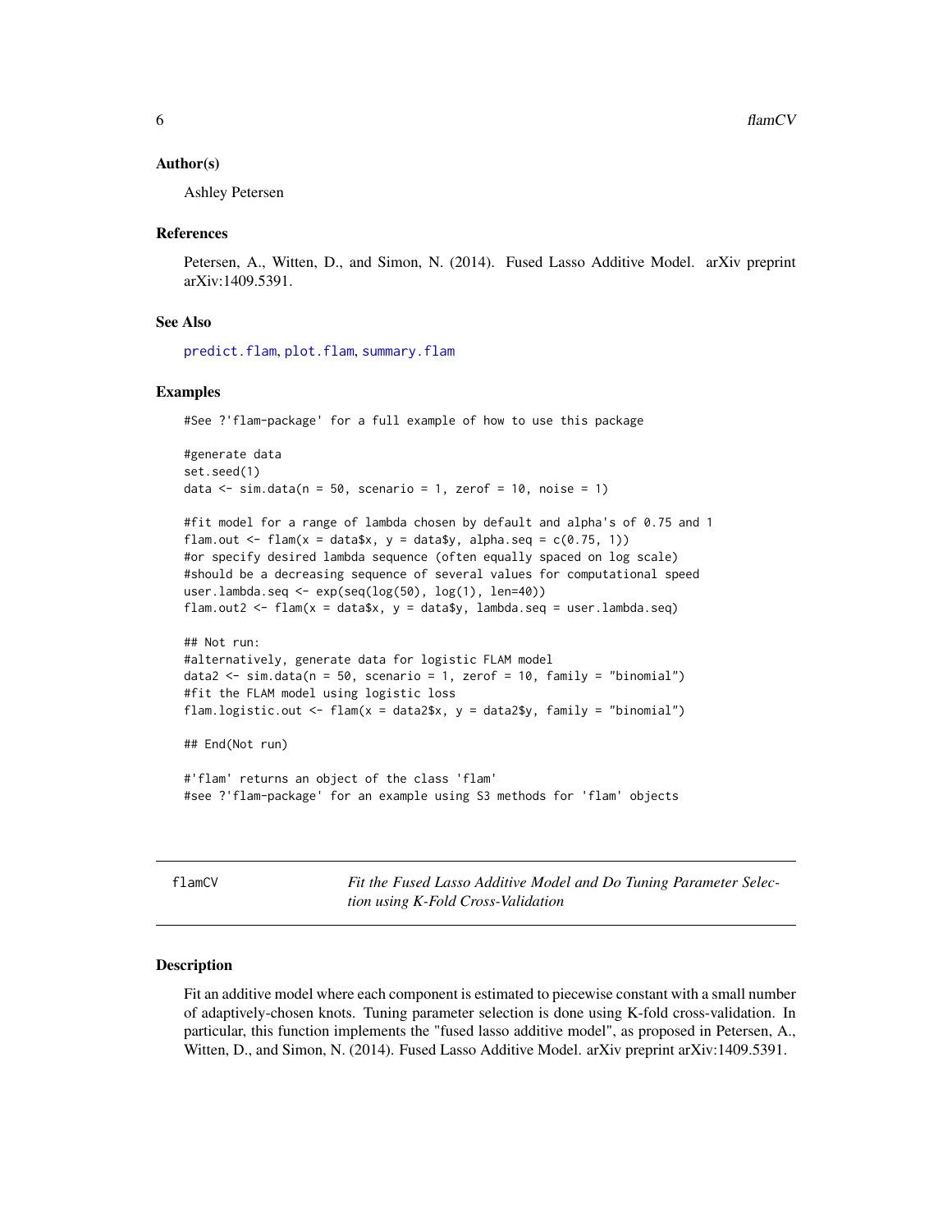### Author(s)

Ashley Petersen

### References

Petersen, A., Witten, D., and Simon, N. (2014). Fused Lasso Additive Model. arXiv preprint arXiv:1409.5391.

### See Also

predict.flam, plot.flam, summary.flam

### Examples

```
#See ?'flam-package' for a full example of how to use this package

#generate data
set.seed(1)
data <- sim.data(n = 50, scenario = 1, zerof = 10, noise = 1)

#fit model for a range of lambda chosen by default and alpha's of 0.75 and 1
flam.out <- flam(x = data$x, y = data$y, alpha.seq = c(0.75, 1))
#or specify desired lambda sequence (often equally spaced on log scale)
#should be a decreasing sequence of several values for computational speed
user.lambda.seq <- exp(seq(log(50), log(1), len=40))
flam.out2 <- flam(x = data$x, y = data$y, lambda.seq = user.lambda.seq)

## Not run:
#alternatively, generate data for logistic FLAM model
data2 <- sim.data(n = 50, scenario = 1, zerof = 10, family = "binomial")
#fit the FLAM model using logistic loss
flam.logistic.out <- flam(x = data2$x, y = data2$y, family = "binomial")

## End(Not run)

#'flam' returns an object of the class 'flam'
#see ?'flam-package' for an example using S3 methods for 'flam' objects
```

---

## flamCV — *Fit the Fused Lasso Additive Model and Do Tuning Parameter Selection using K-Fold Cross-Validation*

### Description

Fit an additive model where each component is estimated to piecewise constant with a small number of adaptively-chosen knots. Tuning parameter selection is done using K-fold cross-validation. In particular, this function implements the "fused lasso additive model", as proposed in Petersen, A., Witten, D., and Simon, N. (2014). Fused Lasso Additive Model. arXiv preprint arXiv:1409.5391.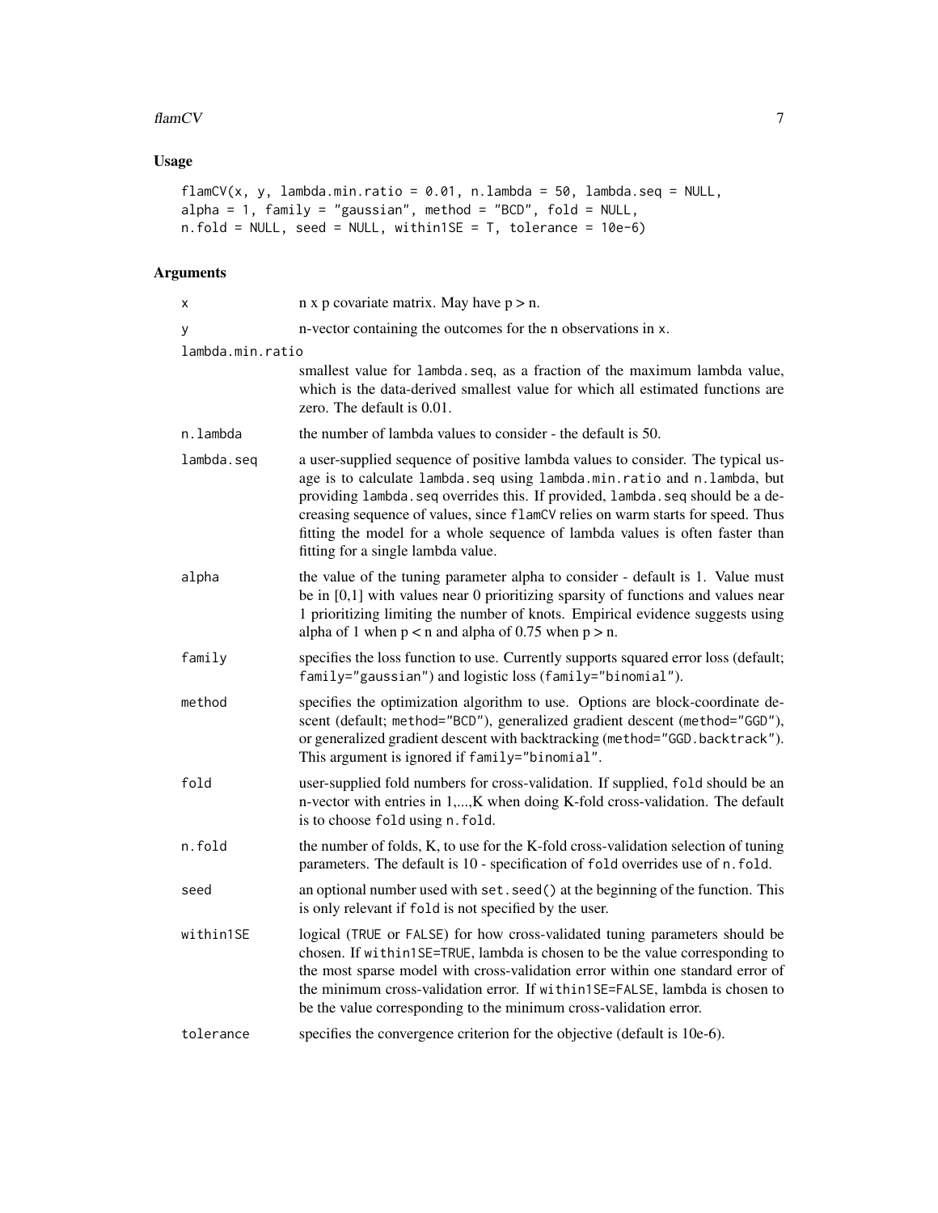## Usage

```
flamCV(x, y, lambda.min.ratio = 0.01, n.lambda = 50, lambda.seq = NULL,
alpha = 1, family = "gaussian", method = "BCD", fold = NULL,
n.fold = NULL, seed = NULL, within1SE = T, tolerance = 10e-6)
```

## Arguments

| Argument | Description |
|---|---|
| `x` | n x p covariate matrix. May have p > n. |
| `y` | n-vector containing the outcomes for the n observations in `x`. |
| `lambda.min.ratio` | smallest value for `lambda.seq`, as a fraction of the maximum lambda value, which is the data-derived smallest value for which all estimated functions are zero. The default is 0.01. |
| `n.lambda` | the number of lambda values to consider - the default is 50. |
| `lambda.seq` | a user-supplied sequence of positive lambda values to consider. The typical usage is to calculate `lambda.seq` using `lambda.min.ratio` and `n.lambda`, but providing `lambda.seq` overrides this. If provided, `lambda.seq` should be a decreasing sequence of values, since `flamCV` relies on warm starts for speed. Thus fitting the model for a whole sequence of lambda values is often faster than fitting for a single lambda value. |
| `alpha` | the value of the tuning parameter alpha to consider - default is 1. Value must be in [0,1] with values near 0 prioritizing sparsity of functions and values near 1 prioritizing limiting the number of knots. Empirical evidence suggests using alpha of 1 when p < n and alpha of 0.75 when p > n. |
| `family` | specifies the loss function to use. Currently supports squared error loss (default; `family="gaussian"`) and logistic loss (`family="binomial"`). |
| `method` | specifies the optimization algorithm to use. Options are block-coordinate descent (default; `method="BCD"`), generalized gradient descent (`method="GGD"`), or generalized gradient descent with backtracking (`method="GGD.backtrack"`). This argument is ignored if `family="binomial"`. |
| `fold` | user-supplied fold numbers for cross-validation. If supplied, `fold` should be an n-vector with entries in 1,...,K when doing K-fold cross-validation. The default is to choose `fold` using `n.fold`. |
| `n.fold` | the number of folds, K, to use for the K-fold cross-validation selection of tuning parameters. The default is 10 - specification of `fold` overrides use of `n.fold`. |
| `seed` | an optional number used with `set.seed()` at the beginning of the function. This is only relevant if `fold` is not specified by the user. |
| `within1SE` | logical (`TRUE` or `FALSE`) for how cross-validated tuning parameters should be chosen. If `within1SE=TRUE`, lambda is chosen to be the value corresponding to the most sparse model with cross-validation error within one standard error of the minimum cross-validation error. If `within1SE=FALSE`, lambda is chosen to be the value corresponding to the minimum cross-validation error. |
| `tolerance` | specifies the convergence criterion for the objective (default is 10e-6). |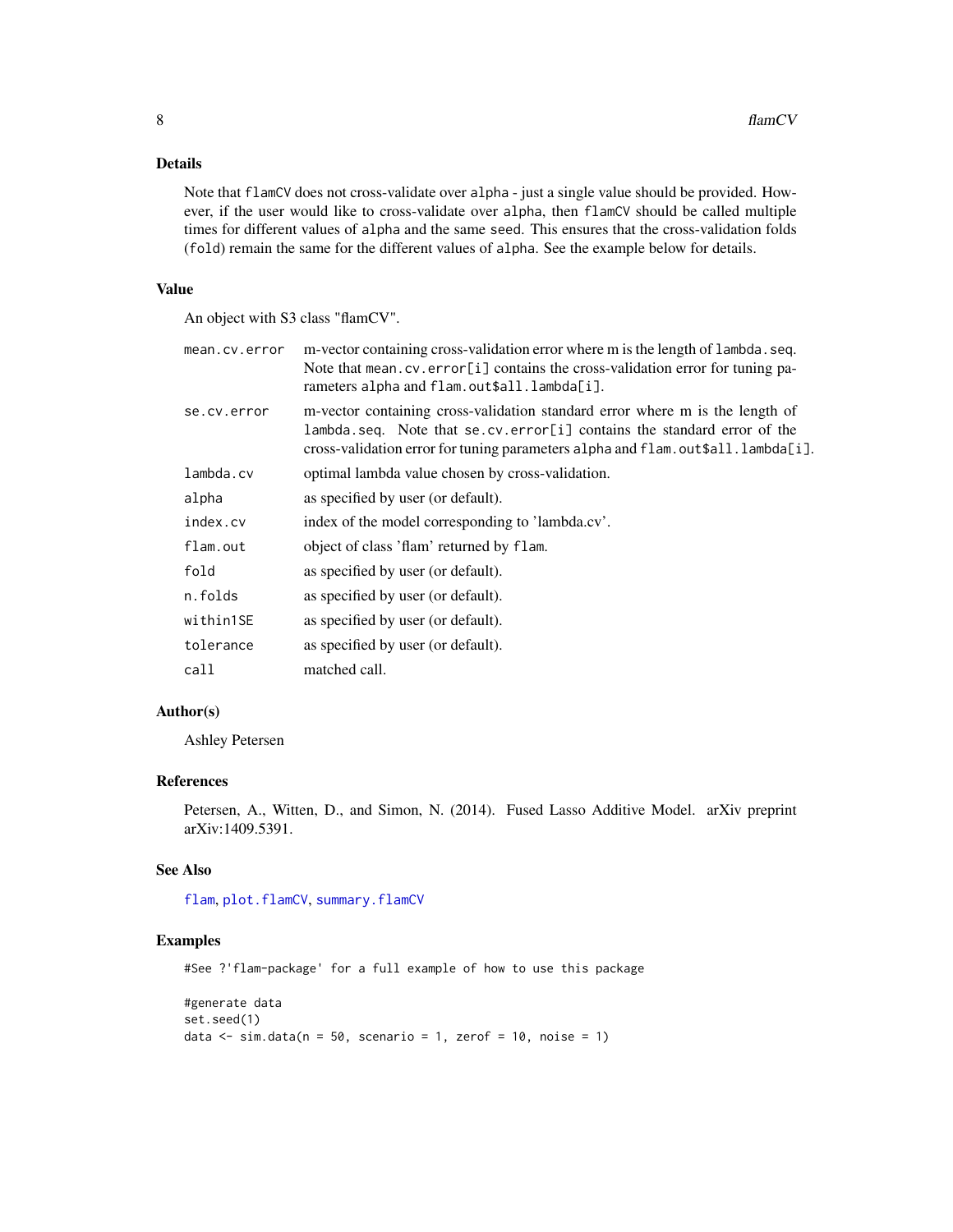## Details

Note that `flamCV` does not cross-validate over `alpha` - just a single value should be provided. However, if the user would like to cross-validate over `alpha`, then `flamCV` should be called multiple times for different values of `alpha` and the same `seed`. This ensures that the cross-validation folds (`fold`) remain the same for the different values of `alpha`. See the example below for details.

## Value

An object with S3 class "flamCV".

| | |
|---|---|
| `mean.cv.error` | m-vector containing cross-validation error where m is the length of `lambda.seq`. Note that `mean.cv.error[i]` contains the cross-validation error for tuning parameters `alpha` and `flam.out$all.lambda[i]`. |
| `se.cv.error` | m-vector containing cross-validation standard error where m is the length of `lambda.seq`. Note that `se.cv.error[i]` contains the standard error of the cross-validation error for tuning parameters `alpha` and `flam.out$all.lambda[i]`. |
| `lambda.cv` | optimal lambda value chosen by cross-validation. |
| `alpha` | as specified by user (or default). |
| `index.cv` | index of the model corresponding to 'lambda.cv'. |
| `flam.out` | object of class 'flam' returned by `flam`. |
| `fold` | as specified by user (or default). |
| `n.folds` | as specified by user (or default). |
| `within1SE` | as specified by user (or default). |
| `tolerance` | as specified by user (or default). |
| `call` | matched call. |

## Author(s)

Ashley Petersen

## References

Petersen, A., Witten, D., and Simon, N. (2014). Fused Lasso Additive Model. arXiv preprint arXiv:1409.5391.

## See Also

`flam`, `plot.flamCV`, `summary.flamCV`

## Examples

```
#See ?'flam-package' for a full example of how to use this package

#generate data
set.seed(1)
data <- sim.data(n = 50, scenario = 1, zerof = 10, noise = 1)
```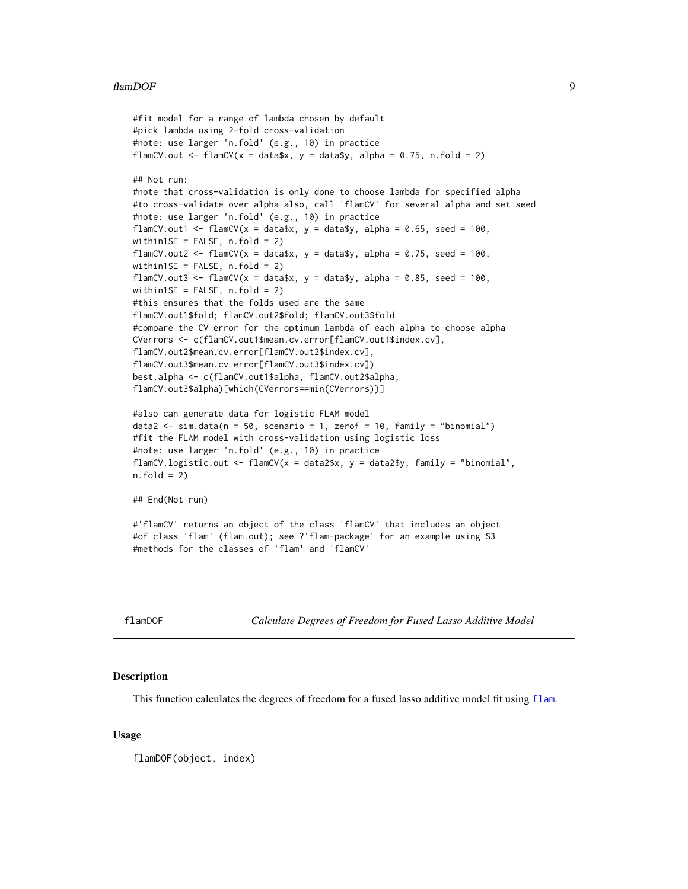```
#fit model for a range of lambda chosen by default
#pick lambda using 2-fold cross-validation
#note: use larger 'n.fold' (e.g., 10) in practice
flamCV.out <- flamCV(x = data$x, y = data$y, alpha = 0.75, n.fold = 2)

## Not run:
#note that cross-validation is only done to choose lambda for specified alpha
#to cross-validate over alpha also, call 'flamCV' for several alpha and set seed
#note: use larger 'n.fold' (e.g., 10) in practice
flamCV.out1 <- flamCV(x = data$x, y = data$y, alpha = 0.65, seed = 100,
within1SE = FALSE, n.fold = 2)
flamCV.out2 <- flamCV(x = data$x, y = data$y, alpha = 0.75, seed = 100,
within1SE = FALSE, n.fold = 2)
flamCV.out3 <- flamCV(x = data$x, y = data$y, alpha = 0.85, seed = 100,
within1SE = FALSE, n.fold = 2)
#this ensures that the folds used are the same
flamCV.out1$fold; flamCV.out2$fold; flamCV.out3$fold
#compare the CV error for the optimum lambda of each alpha to choose alpha
CVerrors <- c(flamCV.out1$mean.cv.error[flamCV.out1$index.cv],
flamCV.out2$mean.cv.error[flamCV.out2$index.cv],
flamCV.out3$mean.cv.error[flamCV.out3$index.cv])
best.alpha <- c(flamCV.out1$alpha, flamCV.out2$alpha,
flamCV.out3$alpha)[which(CVerrors==min(CVerrors))]

#also can generate data for logistic FLAM model
data2 <- sim.data(n = 50, scenario = 1, zerof = 10, family = "binomial")
#fit the FLAM model with cross-validation using logistic loss
#note: use larger 'n.fold' (e.g., 10) in practice
flamCV.logistic.out <- flamCV(x = data2$x, y = data2$y, family = "binomial",
n.fold = 2)

## End(Not run)

#'flamCV' returns an object of the class 'flamCV' that includes an object
#of class 'flam' (flam.out); see ?'flam-package' for an example using S3
#methods for the classes of 'flam' and 'flamCV'
```

## flamDOF — *Calculate Degrees of Freedom for Fused Lasso Additive Model*

### Description

This function calculates the degrees of freedom for a fused lasso additive model fit using flam.

### Usage

```
flamDOF(object, index)
```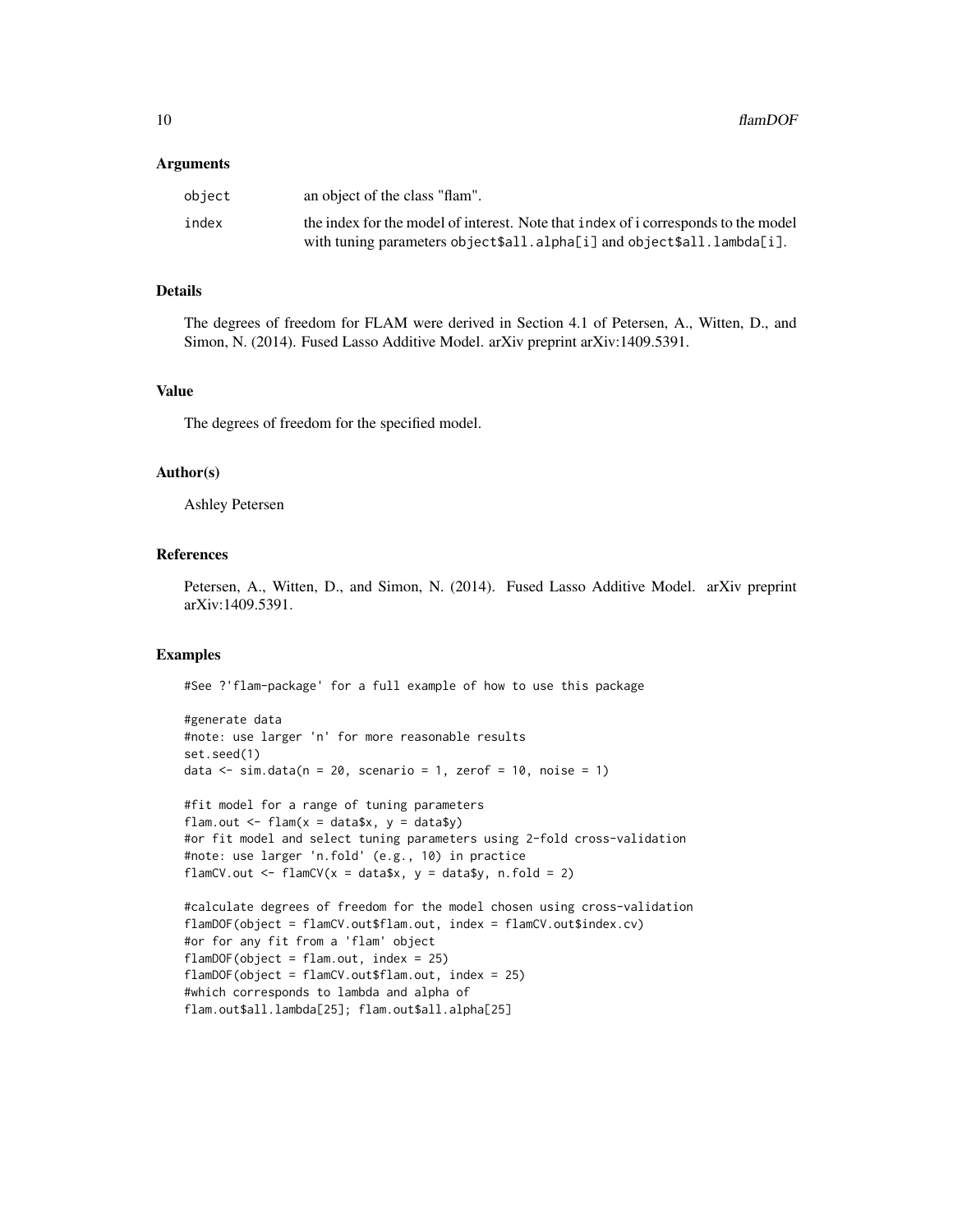### Arguments

| | |
|---|---|
| `object` | an object of the class "flam". |
| `index` | the index for the model of interest. Note that `index` of i corresponds to the model with tuning parameters `object$all.alpha[i]` and `object$all.lambda[i]`. |

### Details

The degrees of freedom for FLAM were derived in Section 4.1 of Petersen, A., Witten, D., and Simon, N. (2014). Fused Lasso Additive Model. arXiv preprint arXiv:1409.5391.

### Value

The degrees of freedom for the specified model.

### Author(s)

Ashley Petersen

### References

Petersen, A., Witten, D., and Simon, N. (2014). Fused Lasso Additive Model. arXiv preprint arXiv:1409.5391.

### Examples

```
#See ?'flam-package' for a full example of how to use this package

#generate data
#note: use larger 'n' for more reasonable results
set.seed(1)
data <- sim.data(n = 20, scenario = 1, zerof = 10, noise = 1)

#fit model for a range of tuning parameters
flam.out <- flam(x = data$x, y = data$y)
#or fit model and select tuning parameters using 2-fold cross-validation
#note: use larger 'n.fold' (e.g., 10) in practice
flamCV.out <- flamCV(x = data$x, y = data$y, n.fold = 2)

#calculate degrees of freedom for the model chosen using cross-validation
flamDOF(object = flamCV.out$flam.out, index = flamCV.out$index.cv)
#or for any fit from a 'flam' object
flamDOF(object = flam.out, index = 25)
flamDOF(object = flamCV.out$flam.out, index = 25)
#which corresponds to lambda and alpha of
flam.out$all.lambda[25]; flam.out$all.alpha[25]
```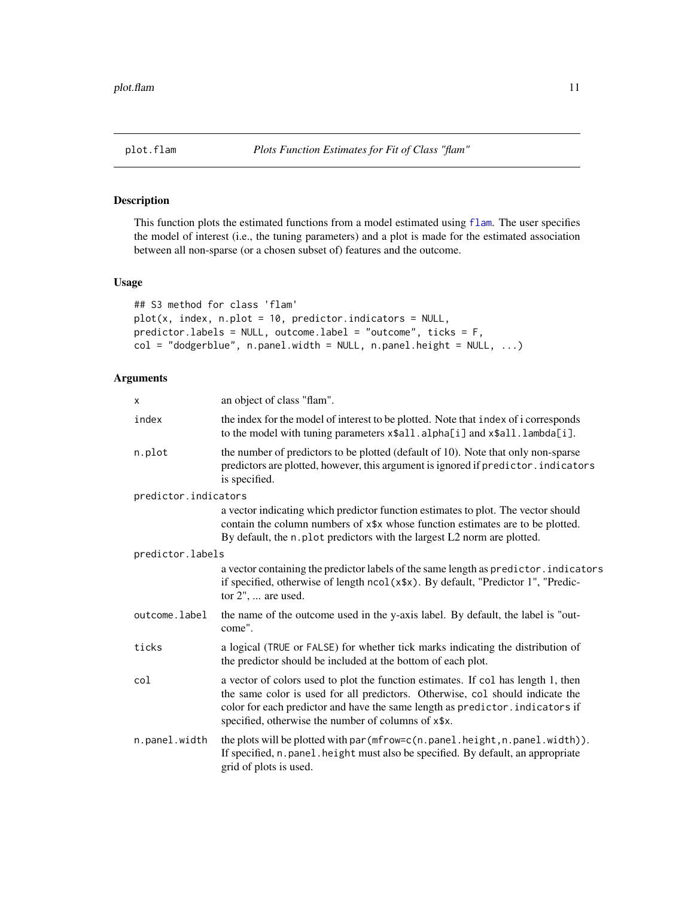# plot.flam — *Plots Function Estimates for Fit of Class "flam"*

## Description

This function plots the estimated functions from a model estimated using flam. The user specifies the model of interest (i.e., the tuning parameters) and a plot is made for the estimated association between all non-sparse (or a chosen subset of) features and the outcome.

## Usage

```
## S3 method for class 'flam'
plot(x, index, n.plot = 10, predictor.indicators = NULL,
predictor.labels = NULL, outcome.label = "outcome", ticks = F,
col = "dodgerblue", n.panel.width = NULL, n.panel.height = NULL, ...)
```

## Arguments

| Argument | Description |
|---|---|
| `x` | an object of class "flam". |
| `index` | the index for the model of interest to be plotted. Note that `index` of i corresponds to the model with tuning parameters `x$all.alpha[i]` and `x$all.lambda[i]`. |
| `n.plot` | the number of predictors to be plotted (default of 10). Note that only non-sparse predictors are plotted, however, this argument is ignored if `predictor.indicators` is specified. |
| `predictor.indicators` | a vector indicating which predictor function estimates to plot. The vector should contain the column numbers of `x$x` whose function estimates are to be plotted. By default, the `n.plot` predictors with the largest L2 norm are plotted. |
| `predictor.labels` | a vector containing the predictor labels of the same length as `predictor.indicators` if specified, otherwise of length `ncol(x$x)`. By default, "Predictor 1", "Predictor 2", ... are used. |
| `outcome.label` | the name of the outcome used in the y-axis label. By default, the label is "outcome". |
| `ticks` | a logical (`TRUE` or `FALSE`) for whether tick marks indicating the distribution of the predictor should be included at the bottom of each plot. |
| `col` | a vector of colors used to plot the function estimates. If `col` has length 1, then the same color is used for all predictors. Otherwise, `col` should indicate the color for each predictor and have the same length as `predictor.indicators` if specified, otherwise the number of columns of `x$x`. |
| `n.panel.width` | the plots will be plotted with `par(mfrow=c(n.panel.height,n.panel.width))`. If specified, `n.panel.height` must also be specified. By default, an appropriate grid of plots is used. |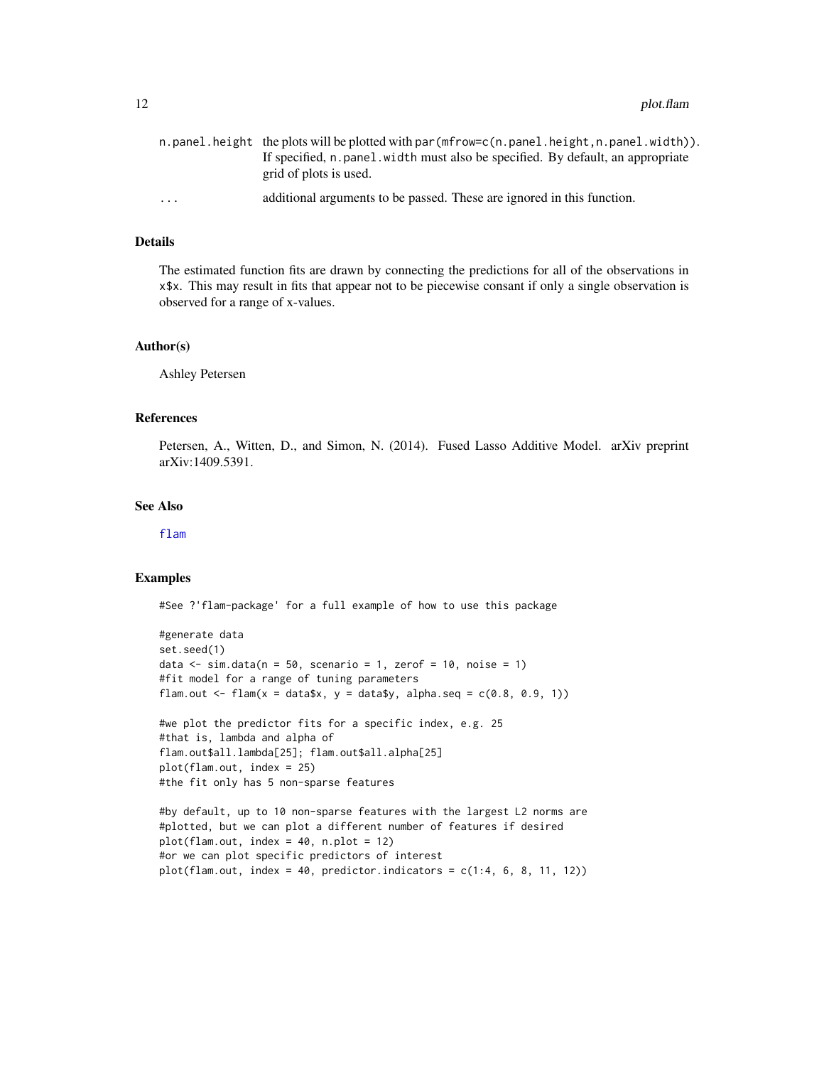| | |
|---|---|
| n.panel.height | the plots will be plotted with `par(mfrow=c(n.panel.height,n.panel.width))`. If specified, `n.panel.width` must also be specified. By default, an appropriate grid of plots is used. |
| ... | additional arguments to be passed. These are ignored in this function. |

## Details

The estimated function fits are drawn by connecting the predictions for all of the observations in `x$x`. This may result in fits that appear not to be piecewise consant if only a single observation is observed for a range of x-values.

## Author(s)

Ashley Petersen

## References

Petersen, A., Witten, D., and Simon, N. (2014). Fused Lasso Additive Model. arXiv preprint arXiv:1409.5391.

## See Also

flam

## Examples

```
#See ?'flam-package' for a full example of how to use this package

#generate data
set.seed(1)
data <- sim.data(n = 50, scenario = 1, zerof = 10, noise = 1)
#fit model for a range of tuning parameters
flam.out <- flam(x = data$x, y = data$y, alpha.seq = c(0.8, 0.9, 1))

#we plot the predictor fits for a specific index, e.g. 25
#that is, lambda and alpha of
flam.out$all.lambda[25]; flam.out$all.alpha[25]
plot(flam.out, index = 25)
#the fit only has 5 non-sparse features

#by default, up to 10 non-sparse features with the largest L2 norms are
#plotted, but we can plot a different number of features if desired
plot(flam.out, index = 40, n.plot = 12)
#or we can plot specific predictors of interest
plot(flam.out, index = 40, predictor.indicators = c(1:4, 6, 8, 11, 12))
```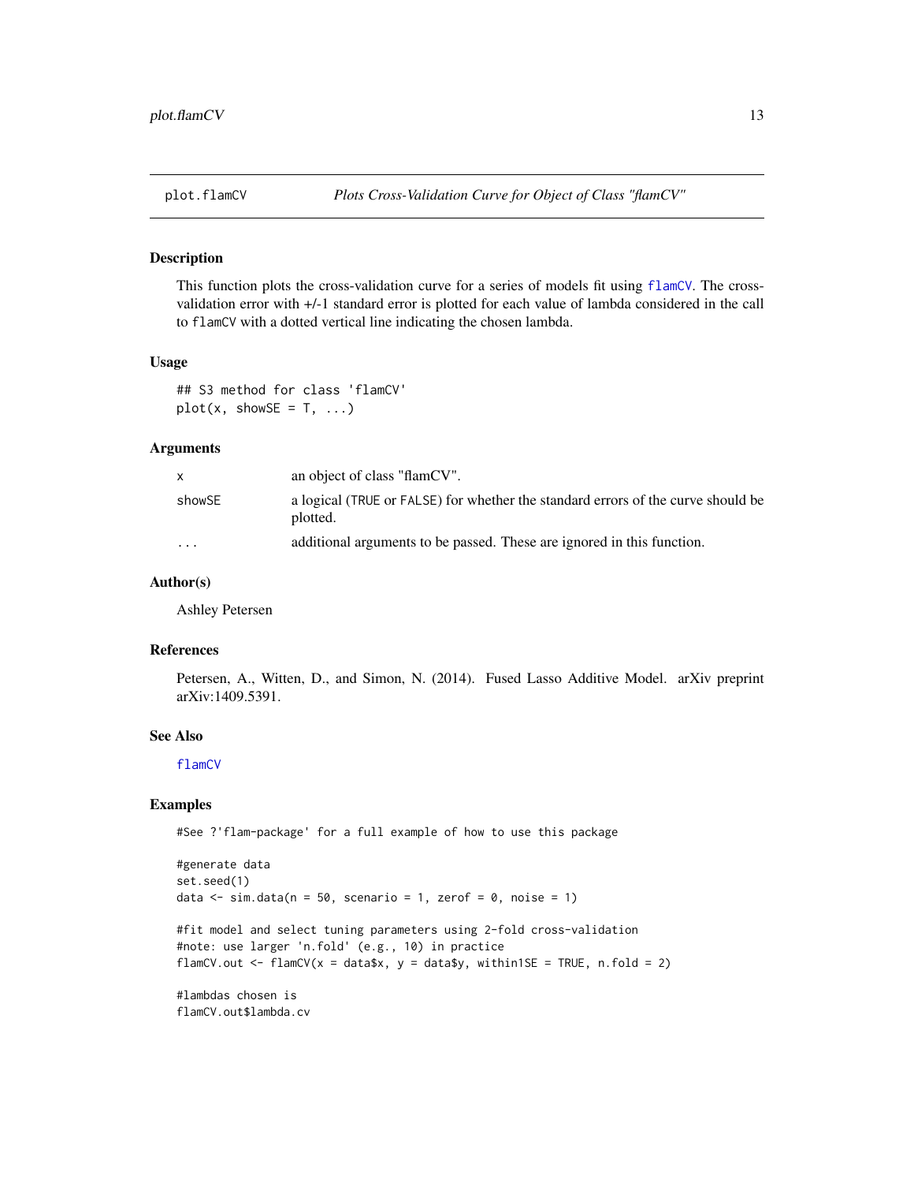## plot.flamCV — *Plots Cross-Validation Curve for Object of Class "flamCV"*

### Description

This function plots the cross-validation curve for a series of models fit using `flamCV`. The cross-validation error with +/-1 standard error is plotted for each value of lambda considered in the call to `flamCV` with a dotted vertical line indicating the chosen lambda.

### Usage

```
## S3 method for class 'flamCV'
plot(x, showSE = T, ...)
```

### Arguments

| | |
|---|---|
| `x` | an object of class "flamCV". |
| `showSE` | a logical (`TRUE` or `FALSE`) for whether the standard errors of the curve should be plotted. |
| `...` | additional arguments to be passed. These are ignored in this function. |

### Author(s)

Ashley Petersen

### References

Petersen, A., Witten, D., and Simon, N. (2014). Fused Lasso Additive Model. arXiv preprint arXiv:1409.5391.

### See Also

`flamCV`

### Examples

```
#See ?'flam-package' for a full example of how to use this package

#generate data
set.seed(1)
data <- sim.data(n = 50, scenario = 1, zerof = 0, noise = 1)

#fit model and select tuning parameters using 2-fold cross-validation
#note: use larger 'n.fold' (e.g., 10) in practice
flamCV.out <- flamCV(x = data$x, y = data$y, within1SE = TRUE, n.fold = 2)

#lambdas chosen is
flamCV.out$lambda.cv
```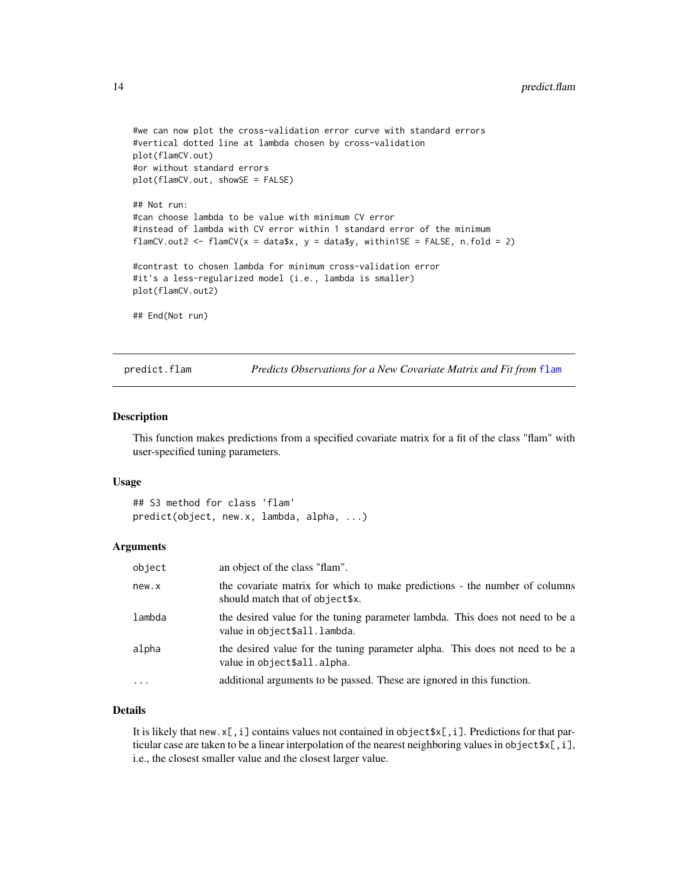```
#we can now plot the cross-validation error curve with standard errors
#vertical dotted line at lambda chosen by cross-validation
plot(flamCV.out)
#or without standard errors
plot(flamCV.out, showSE = FALSE)

## Not run:
#can choose lambda to be value with minimum CV error
#instead of lambda with CV error within 1 standard error of the minimum
flamCV.out2 <- flamCV(x = data$x, y = data$y, within1SE = FALSE, n.fold = 2)

#contrast to chosen lambda for minimum cross-validation error
#it's a less-regularized model (i.e., lambda is smaller)
plot(flamCV.out2)

## End(Not run)
```

---

## predict.flam — *Predicts Observations for a New Covariate Matrix and Fit from* `flam`

### Description

This function makes predictions from a specified covariate matrix for a fit of the class "flam" with user-specified tuning parameters.

### Usage

```
## S3 method for class 'flam'
predict(object, new.x, lambda, alpha, ...)
```

### Arguments

| | |
|---|---|
| `object` | an object of the class "flam". |
| `new.x` | the covariate matrix for which to make predictions - the number of columns should match that of `object$x`. |
| `lambda` | the desired value for the tuning parameter lambda. This does not need to be a value in `object$all.lambda`. |
| `alpha` | the desired value for the tuning parameter alpha. This does not need to be a value in `object$all.alpha`. |
| `...` | additional arguments to be passed. These are ignored in this function. |

### Details

It is likely that `new.x[,i]` contains values not contained in `object$x[,i]`. Predictions for that particular case are taken to be a linear interpolation of the nearest neighboring values in `object$x[,i]`, i.e., the closest smaller value and the closest larger value.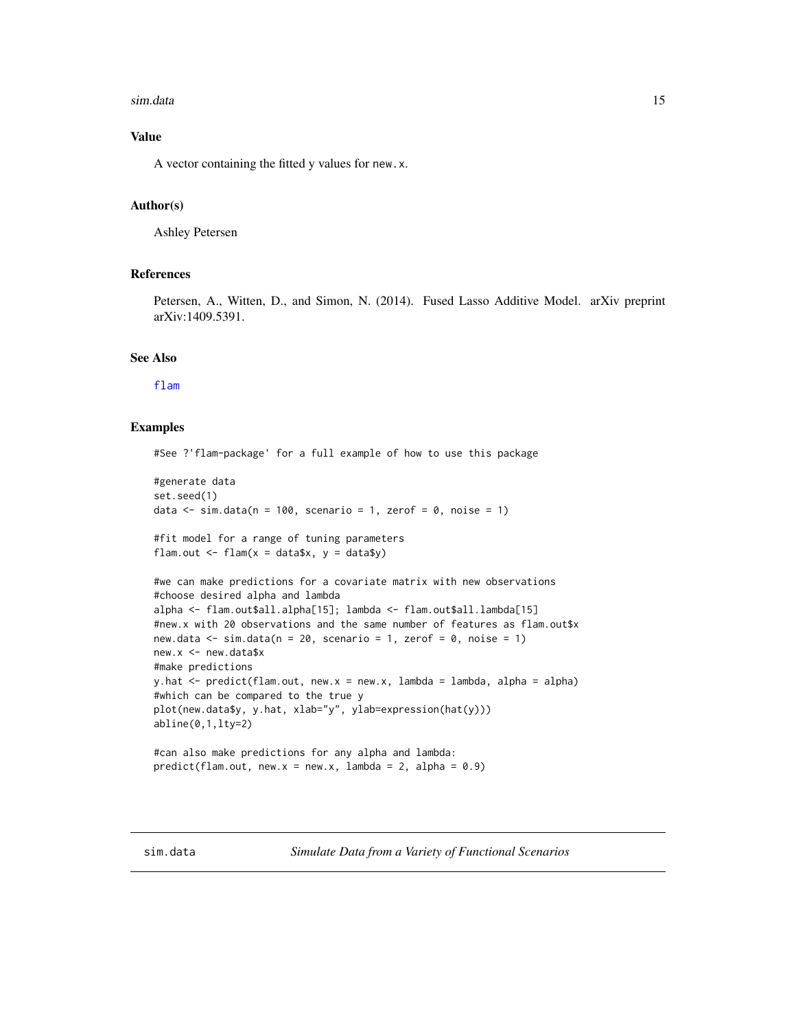## Value

A vector containing the fitted y values for `new.x`.

## Author(s)

Ashley Petersen

## References

Petersen, A., Witten, D., and Simon, N. (2014). Fused Lasso Additive Model. arXiv preprint arXiv:1409.5391.

## See Also

flam

## Examples

```
#See ?'flam-package' for a full example of how to use this package

#generate data
set.seed(1)
data <- sim.data(n = 100, scenario = 1, zerof = 0, noise = 1)

#fit model for a range of tuning parameters
flam.out <- flam(x = data$x, y = data$y)

#we can make predictions for a covariate matrix with new observations
#choose desired alpha and lambda
alpha <- flam.out$all.alpha[15]; lambda <- flam.out$all.lambda[15]
#new.x with 20 observations and the same number of features as flam.out$x
new.data <- sim.data(n = 20, scenario = 1, zerof = 0, noise = 1)
new.x <- new.data$x
#make predictions
y.hat <- predict(flam.out, new.x = new.x, lambda = lambda, alpha = alpha)
#which can be compared to the true y
plot(new.data$y, y.hat, xlab="y", ylab=expression(hat(y)))
abline(0,1,lty=2)

#can also make predictions for any alpha and lambda:
predict(flam.out, new.x = new.x, lambda = 2, alpha = 0.9)
```

---

sim.data *Simulate Data from a Variety of Functional Scenarios*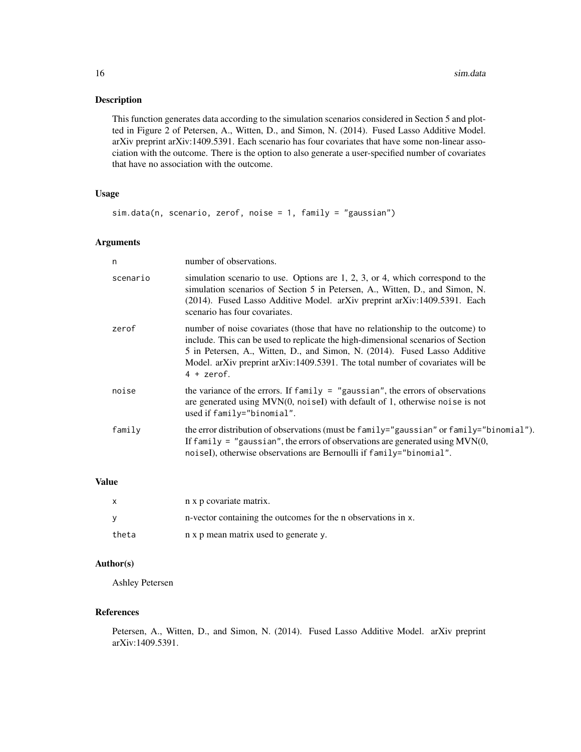## Description

This function generates data according to the simulation scenarios considered in Section 5 and plotted in Figure 2 of Petersen, A., Witten, D., and Simon, N. (2014). Fused Lasso Additive Model. arXiv preprint arXiv:1409.5391. Each scenario has four covariates that have some non-linear association with the outcome. There is the option to also generate a user-specified number of covariates that have no association with the outcome.

## Usage

```
sim.data(n, scenario, zerof, noise = 1, family = "gaussian")
```

## Arguments

| | |
|---|---|
| n | number of observations. |
| scenario | simulation scenario to use. Options are 1, 2, 3, or 4, which correspond to the simulation scenarios of Section 5 in Petersen, A., Witten, D., and Simon, N. (2014). Fused Lasso Additive Model. arXiv preprint arXiv:1409.5391. Each scenario has four covariates. |
| zerof | number of noise covariates (those that have no relationship to the outcome) to include. This can be used to replicate the high-dimensional scenarios of Section 5 in Petersen, A., Witten, D., and Simon, N. (2014). Fused Lasso Additive Model. arXiv preprint arXiv:1409.5391. The total number of covariates will be `4 + zerof`. |
| noise | the variance of the errors. If `family = "gaussian"`, the errors of observations are generated using MVN(0, noiseI) with default of 1, otherwise `noise` is not used if `family="binomial"`. |
| family | the error distribution of observations (must be `family="gaussian"` or `family="binomial"`). If `family = "gaussian"`, the errors of observations are generated using MVN(0, noiseI), otherwise observations are Bernoulli if `family="binomial"`. |

## Value

| | |
|---|---|
| x | n x p covariate matrix. |
| y | n-vector containing the outcomes for the n observations in x. |
| theta | n x p mean matrix used to generate y. |

## Author(s)

Ashley Petersen

## References

Petersen, A., Witten, D., and Simon, N. (2014). Fused Lasso Additive Model. arXiv preprint arXiv:1409.5391.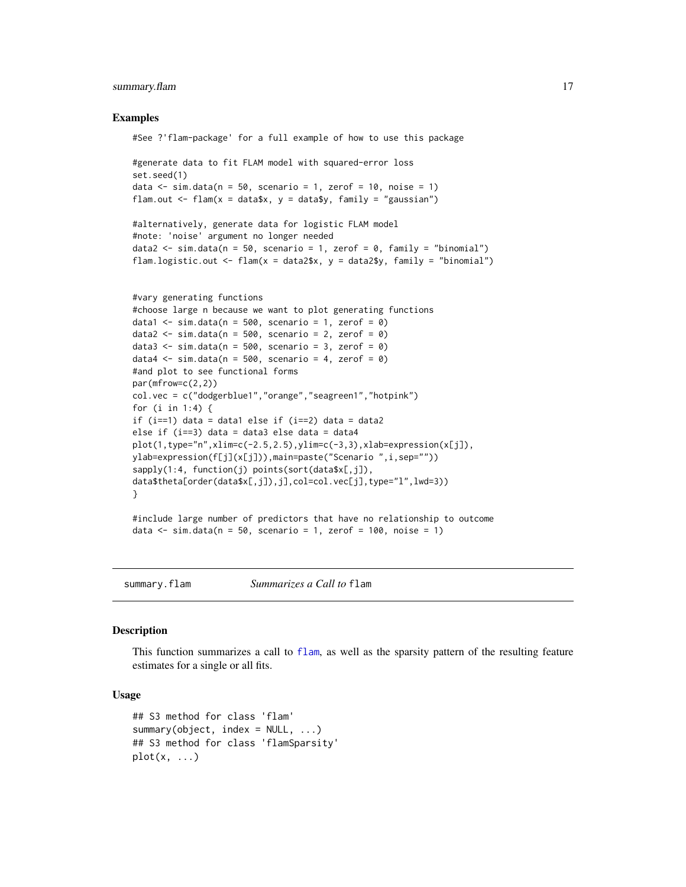## Examples

```
#See ?'flam-package' for a full example of how to use this package

#generate data to fit FLAM model with squared-error loss
set.seed(1)
data <- sim.data(n = 50, scenario = 1, zerof = 10, noise = 1)
flam.out <- flam(x = data$x, y = data$y, family = "gaussian")

#alternatively, generate data for logistic FLAM model
#note: 'noise' argument no longer needed
data2 <- sim.data(n = 50, scenario = 1, zerof = 0, family = "binomial")
flam.logistic.out <- flam(x = data2$x, y = data2$y, family = "binomial")


#vary generating functions
#choose large n because we want to plot generating functions
data1 <- sim.data(n = 500, scenario = 1, zerof = 0)
data2 <- sim.data(n = 500, scenario = 2, zerof = 0)
data3 <- sim.data(n = 500, scenario = 3, zerof = 0)
data4 <- sim.data(n = 500, scenario = 4, zerof = 0)
#and plot to see functional forms
par(mfrow=c(2,2))
col.vec = c("dodgerblue1","orange","seagreen1","hotpink")
for (i in 1:4) {
if (i==1) data = data1 else if (i==2) data = data2
else if (i==3) data = data3 else data = data4
plot(1,type="n",xlim=c(-2.5,2.5),ylim=c(-3,3),xlab=expression(x[j]),
ylab=expression(f[j](x[j])),main=paste("Scenario ",i,sep=""))
sapply(1:4, function(j) points(sort(data$x[,j]),
data$theta[order(data$x[,j]),j],col=col.vec[j],type="l",lwd=3))
}

#include large number of predictors that have no relationship to outcome
data <- sim.data(n = 50, scenario = 1, zerof = 100, noise = 1)
```

---

# summary.flam — *Summarizes a Call to* `flam`

## Description

This function summarizes a call to `flam`, as well as the sparsity pattern of the resulting feature estimates for a single or all fits.

## Usage

```
## S3 method for class 'flam'
summary(object, index = NULL, ...)
## S3 method for class 'flamSparsity'
plot(x, ...)
```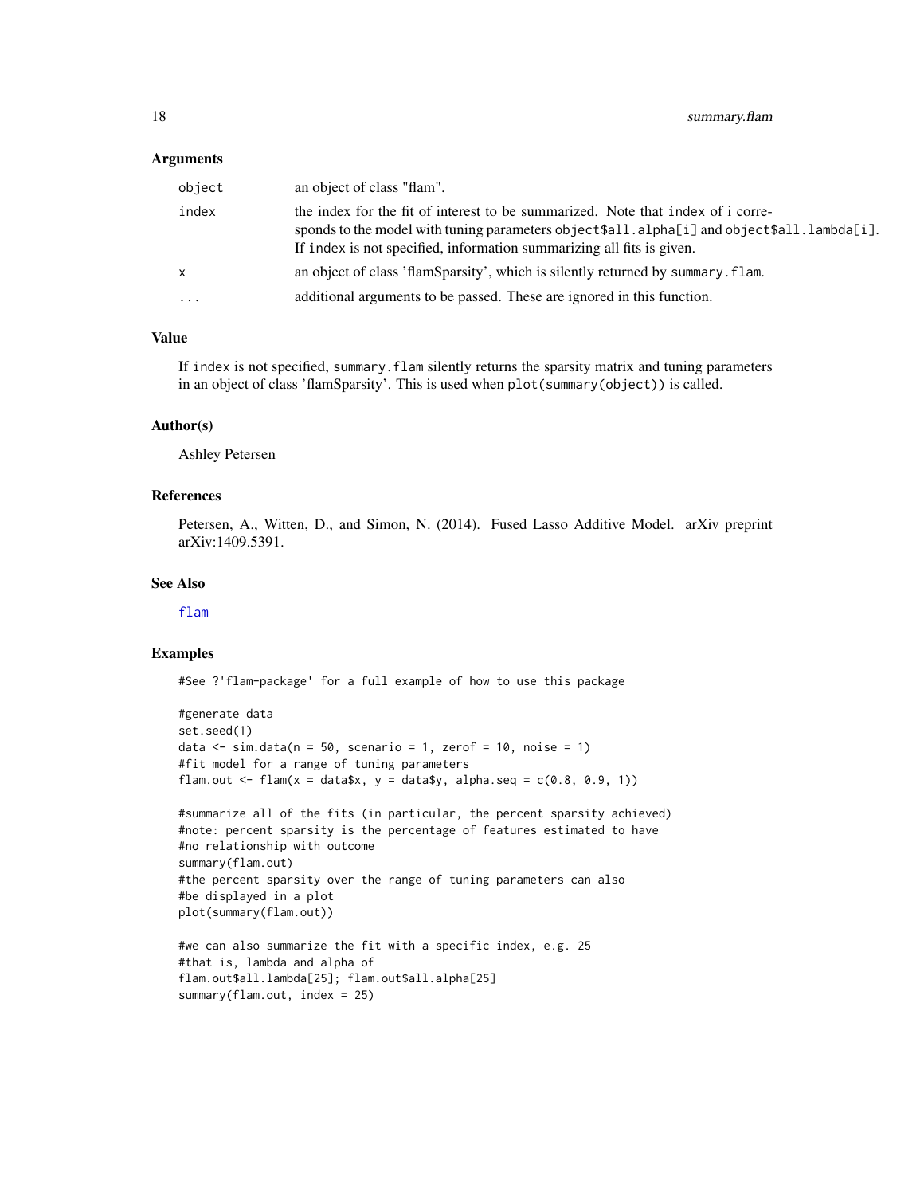### Arguments

| | |
|---|---|
| `object` | an object of class "flam". |
| `index` | the index for the fit of interest to be summarized. Note that `index` of i corresponds to the model with tuning parameters `object$all.alpha[i]` and `object$all.lambda[i]`. If `index` is not specified, information summarizing all fits is given. |
| `x` | an object of class 'flamSparsity', which is silently returned by `summary.flam`. |
| `...` | additional arguments to be passed. These are ignored in this function. |

### Value

If `index` is not specified, `summary.flam` silently returns the sparsity matrix and tuning parameters in an object of class 'flamSparsity'. This is used when `plot(summary(object))` is called.

### Author(s)

Ashley Petersen

### References

Petersen, A., Witten, D., and Simon, N. (2014). Fused Lasso Additive Model. arXiv preprint arXiv:1409.5391.

### See Also

`flam`

### Examples

```
#See ?'flam-package' for a full example of how to use this package

#generate data
set.seed(1)
data <- sim.data(n = 50, scenario = 1, zerof = 10, noise = 1)
#fit model for a range of tuning parameters
flam.out <- flam(x = data$x, y = data$y, alpha.seq = c(0.8, 0.9, 1))

#summarize all of the fits (in particular, the percent sparsity achieved)
#note: percent sparsity is the percentage of features estimated to have
#no relationship with outcome
summary(flam.out)
#the percent sparsity over the range of tuning parameters can also
#be displayed in a plot
plot(summary(flam.out))

#we can also summarize the fit with a specific index, e.g. 25
#that is, lambda and alpha of
flam.out$all.lambda[25]; flam.out$all.alpha[25]
summary(flam.out, index = 25)
```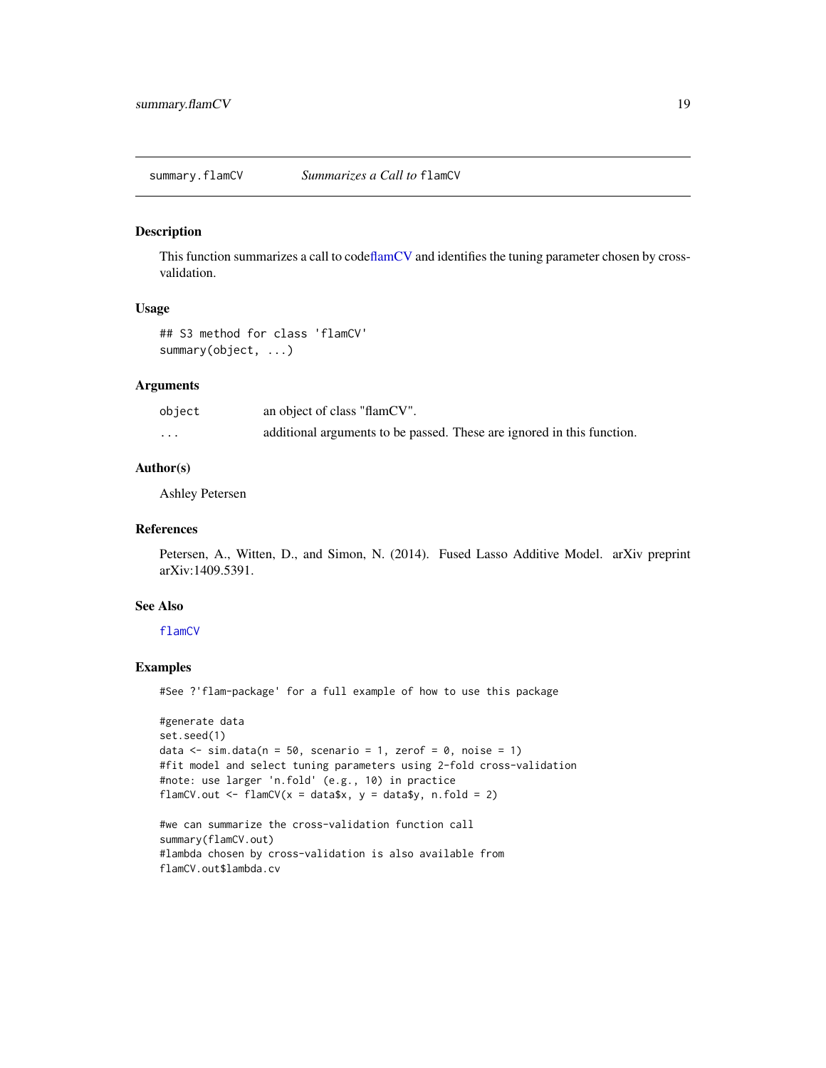summary.flamCV *Summarizes a Call to* flamCV

## Description

This function summarizes a call to codeflamCV and identifies the tuning parameter chosen by cross-validation.

## Usage

```
## S3 method for class 'flamCV'
summary(object, ...)
```

## Arguments

| | |
|---|---|
| object | an object of class "flamCV". |
| ... | additional arguments to be passed. These are ignored in this function. |

## Author(s)

Ashley Petersen

## References

Petersen, A., Witten, D., and Simon, N. (2014). Fused Lasso Additive Model. arXiv preprint arXiv:1409.5391.

## See Also

flamCV

## Examples

```
#See ?'flam-package' for a full example of how to use this package

#generate data
set.seed(1)
data <- sim.data(n = 50, scenario = 1, zerof = 0, noise = 1)
#fit model and select tuning parameters using 2-fold cross-validation
#note: use larger 'n.fold' (e.g., 10) in practice
flamCV.out <- flamCV(x = data$x, y = data$y, n.fold = 2)

#we can summarize the cross-validation function call
summary(flamCV.out)
#lambda chosen by cross-validation is also available from
flamCV.out$lambda.cv
```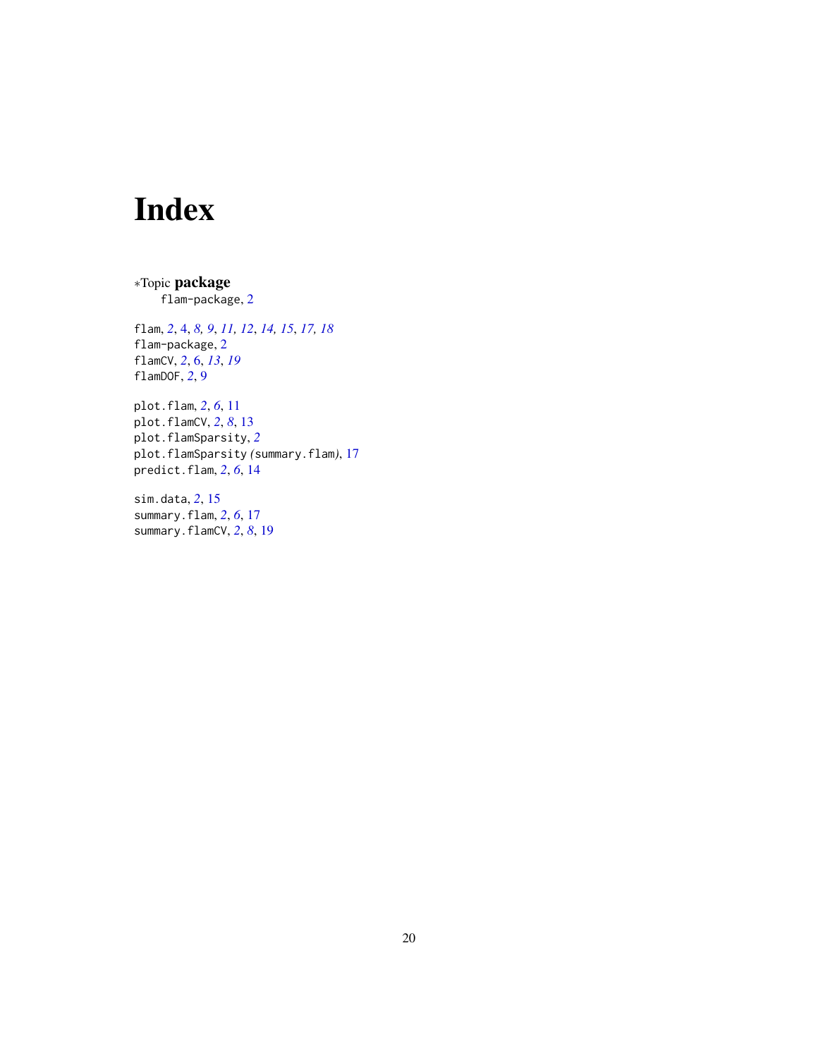# Index

*Topic **package**
    flam-package, 2

flam, *2*, 4, *8, 9*, *11, 12*, *14, 15*, *17, 18*
flam-package, 2
flamCV, *2*, 6, *13*, *19*
flamDOF, *2*, 9

plot.flam, *2*, *6*, 11
plot.flamCV, *2*, *8*, 13
plot.flamSparsity, *2*
plot.flamSparsity *(*summary.flam*)*, 17
predict.flam, *2*, *6*, 14

sim.data, *2*, 15
summary.flam, *2*, *6*, 17
summary.flamCV, *2*, *8*, 19